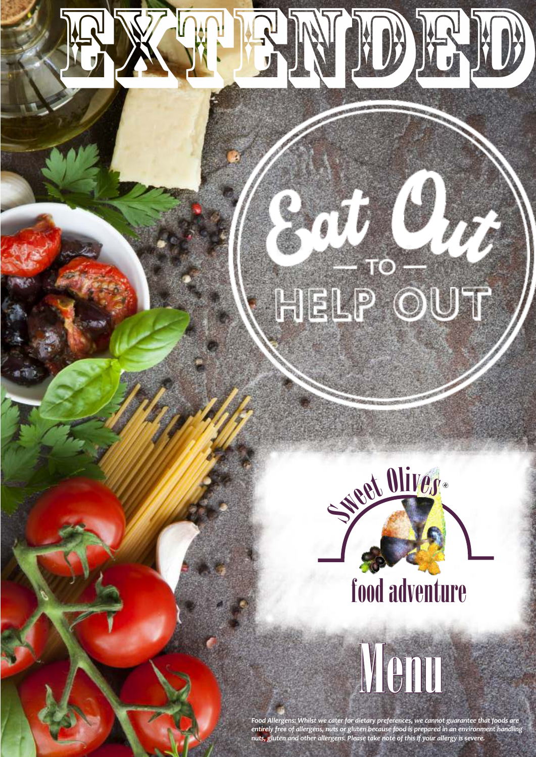# EXTENDED

# Eat Out — TO — HELP OUT

Sweet Olives®

food adventure

# Menu

*Food Allergens: Whilst we cater for dietary preferences, we cannot guarantee that foods are entirely free of allergens, nuts or gluten because food is prepared in an environment handling nuts, gluten and other allergens. Please take note of this if your allergy is severe.*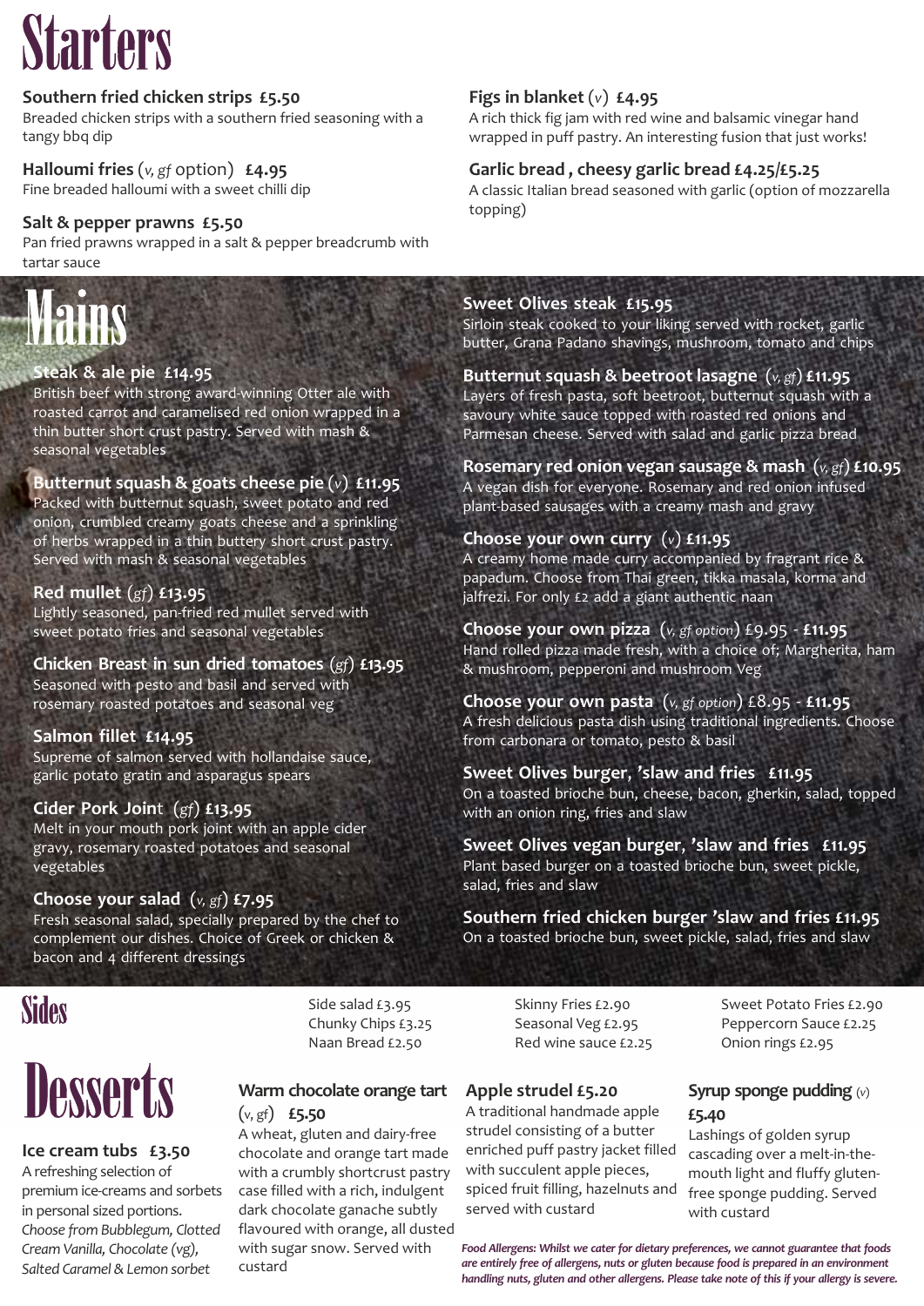# Starters

**Southern fried chicken strips £5.50**
Breaded chicken strips with a southern fried seasoning with a tangy bbq dip

**Halloumi fries** (*v, gf* option) **£4.95**
Fine breaded halloumi with a sweet chilli dip

**Salt & pepper prawns £5.50**
Pan fried prawns wrapped in a salt & pepper breadcrumb with tartar sauce

**Figs in blanket** (*v*) **£4.95**
A rich thick fig jam with red wine and balsamic vinegar hand wrapped in puff pastry. An interesting fusion that just works!

**Garlic bread , cheesy garlic bread £4.25/£5.25**
A classic Italian bread seasoned with garlic (option of mozzarella topping)

# Mains

**Steak & ale pie £14.95**
British beef with strong award-winning Otter ale with roasted carrot and caramelised red onion wrapped in a thin butter short crust pastry. Served with mash & seasonal vegetables

**Butternut squash & goats cheese pie** (*v*) **£11.95**
Packed with butternut squash, sweet potato and red onion, crumbled creamy goats cheese and a sprinkling of herbs wrapped in a thin buttery short crust pastry. Served with mash & seasonal vegetables

**Red mullet** (*gf*) **£13.95**
Lightly seasoned, pan-fried red mullet served with sweet potato fries and seasonal vegetables

**Chicken Breast in sun dried tomatoes** (*gf*) **£13.95**
Seasoned with pesto and basil and served with rosemary roasted potatoes and seasonal veg

**Salmon fillet £14.95**
Supreme of salmon served with hollandaise sauce, garlic potato gratin and asparagus spears

**Cider Pork Joint** (*gf*) **£13.95**
Melt in your mouth pork joint with an apple cider gravy, rosemary roasted potatoes and seasonal vegetables

**Choose your salad** (*v, gf*) **£7.95**
Fresh seasonal salad, specially prepared by the chef to complement our dishes. Choice of Greek or chicken & bacon and 4 different dressings

**Sweet Olives steak £15.95**
Sirloin steak cooked to your liking served with rocket, garlic butter, Grana Padano shavings, mushroom, tomato and chips

**Butternut squash & beetroot lasagne** (*v, gf*) **£11.95**
Layers of fresh pasta, soft beetroot, butternut squash with a savoury white sauce topped with roasted red onions and Parmesan cheese. Served with salad and garlic pizza bread

**Rosemary red onion vegan sausage & mash** (*v, gf*) **£10.95**
A vegan dish for everyone. Rosemary and red onion infused plant-based sausages with a creamy mash and gravy

**Choose your own curry** (*v*) **£11.95**
A creamy home made curry accompanied by fragrant rice & papadum. Choose from Thai green, tikka masala, korma and jalfrezi. For only £2 add a giant authentic naan

**Choose your own pizza** (*v, gf option*) £9.95 - **£11.95**
Hand rolled pizza made fresh, with a choice of; Margherita, ham & mushroom, pepperoni and mushroom Veg

**Choose your own pasta** (*v, gf option*) £8.95 - **£11.95**
A fresh delicious pasta dish using traditional ingredients. Choose from carbonara or tomato, pesto & basil

**Sweet Olives burger, 'slaw and fries £11.95**
On a toasted brioche bun, cheese, bacon, gherkin, salad, topped with an onion ring, fries and slaw

**Sweet Olives vegan burger, 'slaw and fries £11.95**
Plant based burger on a toasted brioche bun, sweet pickle, salad, fries and slaw

**Southern fried chicken burger 'slaw and fries £11.95**
On a toasted brioche bun, sweet pickle, salad, fries and slaw

# Sides

Side salad £3.95
Chunky Chips £3.25
Naan Bread £2.50

Skinny Fries £2.90
Seasonal Veg £2.95
Red wine sauce £2.25

Sweet Potato Fries £2.90
Peppercorn Sauce £2.25
Onion rings £2.95

# Desserts

**Ice cream tubs £3.50**
A refreshing selection of premium ice-creams and sorbets in personal sized portions.
*Choose from Bubblegum, Clotted Cream Vanilla, Chocolate (vg), Salted Caramel & Lemon sorbet*

**Warm chocolate orange tart** (*v, gf*) **£5.50**
A wheat, gluten and dairy-free chocolate and orange tart made with a crumbly shortcrust pastry case filled with a rich, indulgent dark chocolate ganache subtly flavoured with orange, all dusted with sugar snow. Served with custard

**Apple strudel £5.20**
A traditional handmade apple strudel consisting of a butter enriched puff pastry jacket filled with succulent apple pieces, spiced fruit filling, hazelnuts and served with custard

**Syrup sponge pudding** (*v*) **£5.40**
Lashings of golden syrup cascading over a melt-in-the-mouth light and fluffy gluten-free sponge pudding. Served with custard

***Food Allergens: Whilst we cater for dietary preferences, we cannot guarantee that foods are entirely free of allergens, nuts or gluten because food is prepared in an environment handling nuts, gluten and other allergens. Please take note of this if your allergy is severe.***